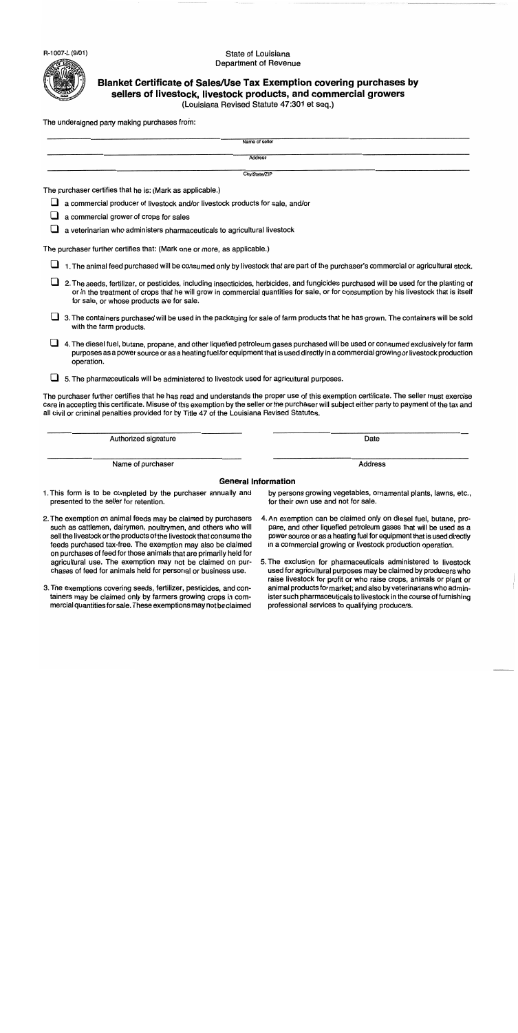R-1007-L (9/01)

State of Louisiana
Department of Revenue

# Blanket Certificate of Sales/Use Tax Exemption covering purchases by sellers of livestock, livestock products, and commercial growers

(Louisiana Revised Statute 47:301 et seq.)

The undersigned party making purchases from:

______________________________
Name of seller

______________________________
Address

______________________________
City/State/ZIP

The purchaser certifies that he is: (Mark as applicable.)

- ☐ a commercial producer of livestock and/or livestock products for sale, and/or
- ☐ a commercial grower of crops for sales
- ☐ a veterinarian who administers pharmaceuticals to agricultural livestock

The purchaser further certifies that: (Mark one or more, as applicable.)

- ☐ 1. The animal feed purchased will be consumed only by livestock that are part of the purchaser's commercial or agricultural stock.
- ☐ 2. The seeds, fertilizer, or pesticides, including insecticides, herbicides, and fungicides purchased will be used for the planting of or in the treatment of crops that he will grow in commercial quantities for sale, or for consumption by his livestock that is itself for sale, or whose products are for sale.
- ☐ 3. The containers purchased will be used in the packaging for sale of farm products that he has grown. The containers will be sold with the farm products.
- ☐ 4. The diesel fuel, butane, propane, and other liquefied petroleum gases purchased will be used or consumed exclusively for farm purposes as a power source or as a heating fuel for equipment that is used directly in a commercial growing or livestock production operation.
- ☐ 5. The pharmaceuticals will be administered to livestock used for agricultural purposes.

The purchaser further certifies that he has read and understands the proper use of this exemption certificate. The seller must exercise care in accepting this certificate. Misuse of this exemption by the seller or the purchaser will subject either party to payment of the tax and all civil or criminal penalties provided for by Title 47 of the Louisiana Revised Statutes.

| ______________________________ | ______________________________ |
|---|---|
| Authorized signature | Date |
| ______________________________ | ______________________________ |
| Name of purchaser | Address |

## General Information

1. This form is to be completed by the purchaser annually and presented to the seller for retention.
2. The exemption on animal feeds may be claimed by purchasers such as cattlemen, dairymen, poultrymen, and others who will sell the livestock or the products of the livestock that consume the feeds purchased tax-free. The exemption may also be claimed on purchases of feed for those animals that are primarily held for agricultural use. The exemption may not be claimed on purchases of feed for animals held for personal or business use.
3. The exemptions covering seeds, fertilizer, pesticides, and containers may be claimed only by farmers growing crops in commercial quantities for sale. These exemptions may not be claimed by persons growing vegetables, ornamental plants, lawns, etc., for their own use and not for sale.
4. An exemption can be claimed only on diesel fuel, butane, propane, and other liquefied petroleum gases that will be used as a power source or as a heating fuel for equipment that is used directly in a commercial growing or livestock production operation.
5. The exclusion for pharmaceuticals administered to livestock used for agricultural purposes may be claimed by producers who raise livestock for profit or who raise crops, animals or plant or animal products for market; and also by veterinarians who administer such pharmaceuticals to livestock in the course of furnishing professional services to qualifying producers.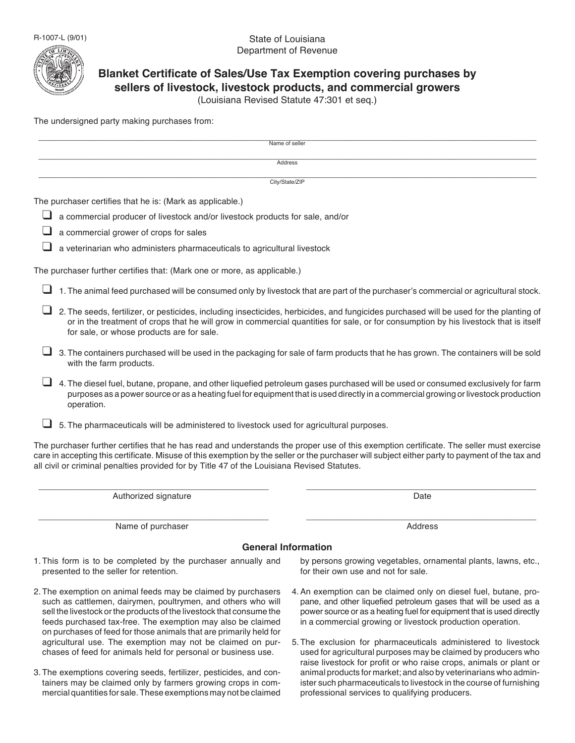R-1007-L (9/01)

State of Louisiana
Department of Revenue

# Blanket Certificate of Sales/Use Tax Exemption covering purchases by sellers of livestock, livestock products, and commercial growers

(Louisiana Revised Statute 47:301 et seq.)

The undersigned party making purchases from:

______________________________________________
Name of seller

______________________________________________
Address

______________________________________________
City/State/ZIP

The purchaser certifies that he is: (Mark as applicable.)

- ❑ a commercial producer of livestock and/or livestock products for sale, and/or
- ❑ a commercial grower of crops for sales
- ❑ a veterinarian who administers pharmaceuticals to agricultural livestock

The purchaser further certifies that: (Mark one or more, as applicable.)

- ❑ 1. The animal feed purchased will be consumed only by livestock that are part of the purchaser's commercial or agricultural stock.
- ❑ 2. The seeds, fertilizer, or pesticides, including insecticides, herbicides, and fungicides purchased will be used for the planting of or in the treatment of crops that he will grow in commercial quantities for sale, or for consumption by his livestock that is itself for sale, or whose products are for sale.
- ❑ 3. The containers purchased will be used in the packaging for sale of farm products that he has grown. The containers will be sold with the farm products.
- ❑ 4. The diesel fuel, butane, propane, and other liquefied petroleum gases purchased will be used or consumed exclusively for farm purposes as a power source or as a heating fuel for equipment that is used directly in a commercial growing or livestock production operation.
- ❑ 5. The pharmaceuticals will be administered to livestock used for agricultural purposes.

The purchaser further certifies that he has read and understands the proper use of this exemption certificate. The seller must exercise care in accepting this certificate. Misuse of this exemption by the seller or the purchaser will subject either party to payment of the tax and all civil or criminal penalties provided for by Title 47 of the Louisiana Revised Statutes.

| ______________________________ | ______________________________ |
|---|---|
| Authorized signature | Date |
| ______________________________ | ______________________________ |
| Name of purchaser | Address |

## General Information

1. This form is to be completed by the purchaser annually and presented to the seller for retention.
2. The exemption on animal feeds may be claimed by purchasers such as cattlemen, dairymen, poultrymen, and others who will sell the livestock or the products of the livestock that consume the feeds purchased tax-free. The exemption may also be claimed on purchases of feed for those animals that are primarily held for agricultural use. The exemption may not be claimed on purchases of feed for animals held for personal or business use.
3. The exemptions covering seeds, fertilizer, pesticides, and containers may be claimed only by farmers growing crops in commercial quantities for sale. These exemptions may not be claimed by persons growing vegetables, ornamental plants, lawns, etc., for their own use and not for sale.
4. An exemption can be claimed only on diesel fuel, butane, propane, and other liquefied petroleum gases that will be used as a power source or as a heating fuel for equipment that is used directly in a commercial growing or livestock production operation.
5. The exclusion for pharmaceuticals administered to livestock used for agricultural purposes may be claimed by producers who raise livestock for profit or who raise crops, animals or plant or animal products for market; and also by veterinarians who administer such pharmaceuticals to livestock in the course of furnishing professional services to qualifying producers.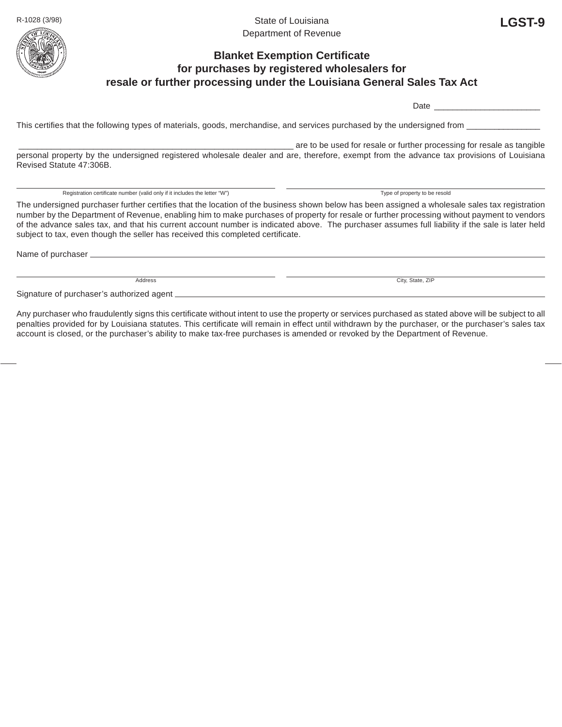R-1028 (3/98)

State of Louisiana
Department of Revenue

**LGST-9**

## Blanket Exemption Certificate for purchases by registered wholesalers for resale or further processing under the Louisiana General Sales Tax Act

Date _______________________

This certifies that the following types of materials, goods, merchandise, and services purchased by the undersigned from ________________

____________________________________________________________ are to be used for resale or further processing for resale as tangible personal property by the undersigned registered wholesale dealer and are, therefore, exempt from the advance tax provisions of Louisiana Revised Statute 47:306B.

________________________________________ Registration certificate number (valid only if it includes the letter "W")

________________________________________ Type of property to be resold

The undersigned purchaser further certifies that the location of the business shown below has been assigned a wholesale sales tax registration number by the Department of Revenue, enabling him to make purchases of property for resale or further processing without payment to vendors of the advance sales tax, and that his current account number is indicated above. The purchaser assumes full liability if the sale is later held subject to tax, even though the seller has received this completed certificate.

Name of purchaser ________________________________________

________________________________________ Address

________________________________________ City, State, ZIP

Signature of purchaser's authorized agent ________________________________________

Any purchaser who fraudulently signs this certificate without intent to use the property or services purchased as stated above will be subject to all penalties provided for by Louisiana statutes. This certificate will remain in effect until withdrawn by the purchaser, or the purchaser's sales tax account is closed, or the purchaser's ability to make tax-free purchases is amended or revoked by the Department of Revenue.